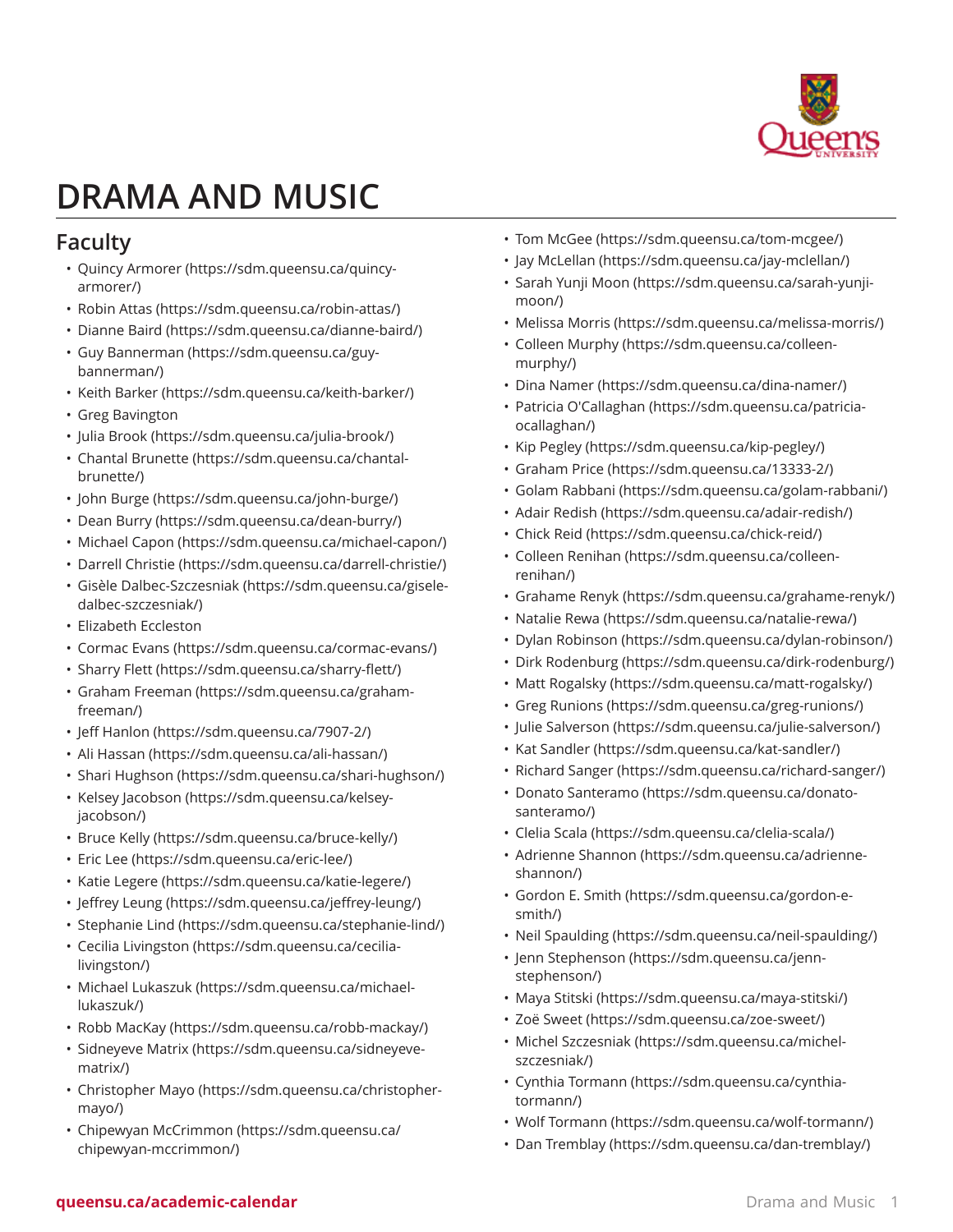# DRAMA AND MUSIC

## Faculty

- Quincy Armorer (https://sdm.queensu.ca/quincy-armorer/)
- Robin Attas (https://sdm.queensu.ca/robin-attas/)
- Dianne Baird (https://sdm.queensu.ca/dianne-baird/)
- Guy Bannerman (https://sdm.queensu.ca/guy-bannerman/)
- Keith Barker (https://sdm.queensu.ca/keith-barker/)
- Greg Bavington
- Julia Brook (https://sdm.queensu.ca/julia-brook/)
- Chantal Brunette (https://sdm.queensu.ca/chantal-brunette/)
- John Burge (https://sdm.queensu.ca/john-burge/)
- Dean Burry (https://sdm.queensu.ca/dean-burry/)
- Michael Capon (https://sdm.queensu.ca/michael-capon/)
- Darrell Christie (https://sdm.queensu.ca/darrell-christie/)
- Gisèle Dalbec-Szczesniak (https://sdm.queensu.ca/gisele-dalbec-szczesniak/)
- Elizabeth Eccleston
- Cormac Evans (https://sdm.queensu.ca/cormac-evans/)
- Sharry Flett (https://sdm.queensu.ca/sharry-flett/)
- Graham Freeman (https://sdm.queensu.ca/graham-freeman/)
- Jeff Hanlon (https://sdm.queensu.ca/7907-2/)
- Ali Hassan (https://sdm.queensu.ca/ali-hassan/)
- Shari Hughson (https://sdm.queensu.ca/shari-hughson/)
- Kelsey Jacobson (https://sdm.queensu.ca/kelsey-jacobson/)
- Bruce Kelly (https://sdm.queensu.ca/bruce-kelly/)
- Eric Lee (https://sdm.queensu.ca/eric-lee/)
- Katie Legere (https://sdm.queensu.ca/katie-legere/)
- Jeffrey Leung (https://sdm.queensu.ca/jeffrey-leung/)
- Stephanie Lind (https://sdm.queensu.ca/stephanie-lind/)
- Cecilia Livingston (https://sdm.queensu.ca/cecilia-livingston/)
- Michael Lukaszuk (https://sdm.queensu.ca/michael-lukaszuk/)
- Robb MacKay (https://sdm.queensu.ca/robb-mackay/)
- Sidneyeve Matrix (https://sdm.queensu.ca/sidneyeve-matrix/)
- Christopher Mayo (https://sdm.queensu.ca/christopher-mayo/)
- Chipewyan McCrimmon (https://sdm.queensu.ca/chipewyan-mccrimmon/)
- Tom McGee (https://sdm.queensu.ca/tom-mcgee/)
- Jay McLellan (https://sdm.queensu.ca/jay-mclellan/)
- Sarah Yunji Moon (https://sdm.queensu.ca/sarah-yunji-moon/)
- Melissa Morris (https://sdm.queensu.ca/melissa-morris/)
- Colleen Murphy (https://sdm.queensu.ca/colleen-murphy/)
- Dina Namer (https://sdm.queensu.ca/dina-namer/)
- Patricia O'Callaghan (https://sdm.queensu.ca/patricia-ocallaghan/)
- Kip Pegley (https://sdm.queensu.ca/kip-pegley/)
- Graham Price (https://sdm.queensu.ca/13333-2/)
- Golam Rabbani (https://sdm.queensu.ca/golam-rabbani/)
- Adair Redish (https://sdm.queensu.ca/adair-redish/)
- Chick Reid (https://sdm.queensu.ca/chick-reid/)
- Colleen Renihan (https://sdm.queensu.ca/colleen-renihan/)
- Grahame Renyk (https://sdm.queensu.ca/grahame-renyk/)
- Natalie Rewa (https://sdm.queensu.ca/natalie-rewa/)
- Dylan Robinson (https://sdm.queensu.ca/dylan-robinson/)
- Dirk Rodenburg (https://sdm.queensu.ca/dirk-rodenburg/)
- Matt Rogalsky (https://sdm.queensu.ca/matt-rogalsky/)
- Greg Runions (https://sdm.queensu.ca/greg-runions/)
- Julie Salverson (https://sdm.queensu.ca/julie-salverson/)
- Kat Sandler (https://sdm.queensu.ca/kat-sandler/)
- Richard Sanger (https://sdm.queensu.ca/richard-sanger/)
- Donato Santeramo (https://sdm.queensu.ca/donato-santeramo/)
- Clelia Scala (https://sdm.queensu.ca/clelia-scala/)
- Adrienne Shannon (https://sdm.queensu.ca/adrienne-shannon/)
- Gordon E. Smith (https://sdm.queensu.ca/gordon-e-smith/)
- Neil Spaulding (https://sdm.queensu.ca/neil-spaulding/)
- Jenn Stephenson (https://sdm.queensu.ca/jenn-stephenson/)
- Maya Stitski (https://sdm.queensu.ca/maya-stitski/)
- Zoë Sweet (https://sdm.queensu.ca/zoe-sweet/)
- Michel Szczesniak (https://sdm.queensu.ca/michel-szczesniak/)
- Cynthia Tormann (https://sdm.queensu.ca/cynthia-tormann/)
- Wolf Tormann (https://sdm.queensu.ca/wolf-tormann/)
- Dan Tremblay (https://sdm.queensu.ca/dan-tremblay/)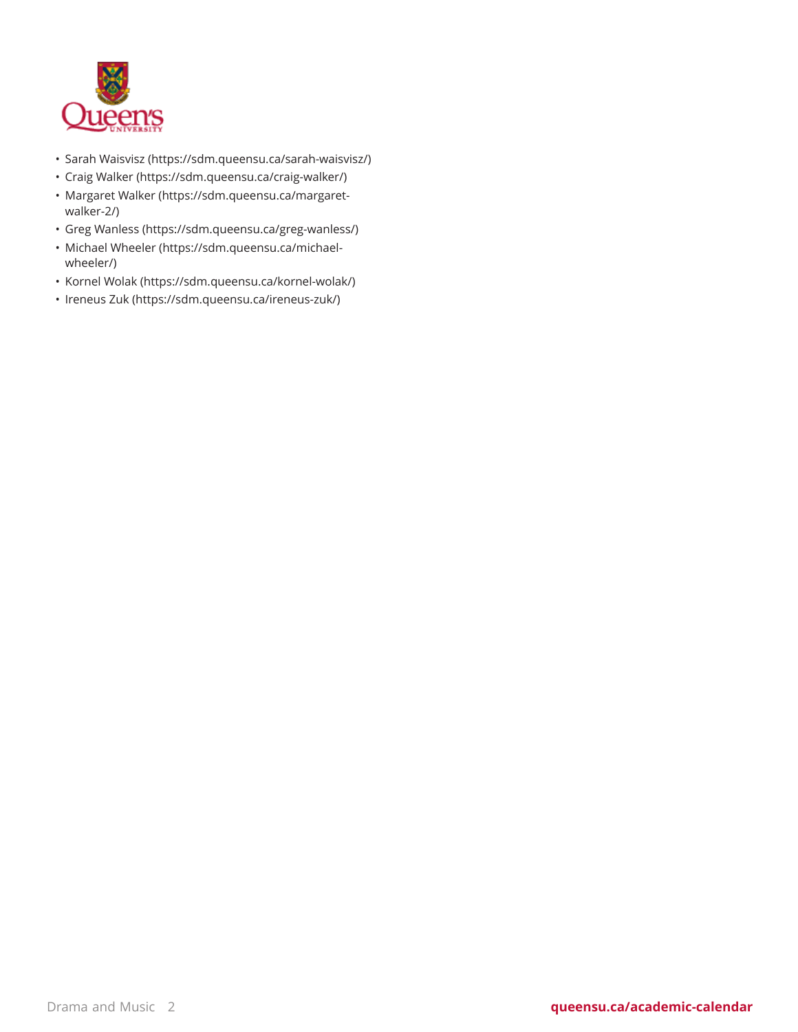- Sarah Waisvisz (https://sdm.queensu.ca/sarah-waisvisz/)
- Craig Walker (https://sdm.queensu.ca/craig-walker/)
- Margaret Walker (https://sdm.queensu.ca/margaret-walker-2/)
- Greg Wanless (https://sdm.queensu.ca/greg-wanless/)
- Michael Wheeler (https://sdm.queensu.ca/michael-wheeler/)
- Kornel Wolak (https://sdm.queensu.ca/kornel-wolak/)
- Ireneus Zuk (https://sdm.queensu.ca/ireneus-zuk/)